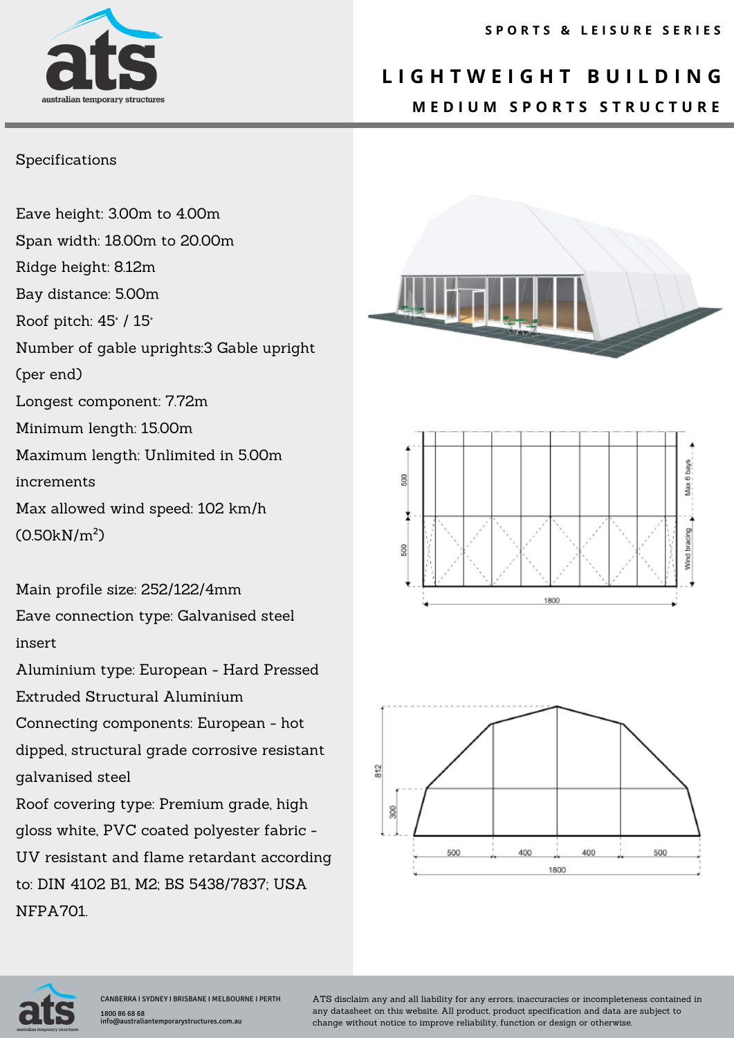# SPORTS & LEISURE SERIES

## LIGHTWEIGHT BUILDING

### MEDIUM SPORTS STRUCTURE

Specifications

Eave height: 3.00m to 4.00m
Span width: 18.00m to 20.00m
Ridge height: 8.12m
Bay distance: 5.00m
Roof pitch: 45° / 15°
Number of gable uprights:3 Gable upright (per end)
Longest component: 7.72m
Minimum length: 15.00m
Maximum length: Unlimited in 5.00m increments
Max allowed wind speed: 102 km/h ($0.50kN/m^2$)

Main profile size: 252/122/4mm
Eave connection type: Galvanised steel insert
Aluminium type: European - Hard Pressed Extruded Structural Aluminium
Connecting components: European - hot dipped, structural grade corrosive resistant galvanised steel
Roof covering type: Premium grade, high gloss white, PVC coated polyester fabric - UV resistant and flame retardant according to: DIN 4102 B1, M2; BS 5438/7837; USA NFPA701.

CANBERRA I SYDNEY I BRISBANE I MELBOURNE I PERTH
1800 86 68 68
info@australiantemporarystructures.com.au

ATS disclaim any and all liability for any errors, inaccuracies or incompleteness contained in any datasheet on this website. All product, product specification and data are subject to change without notice to improve reliability, function or design or otherwise.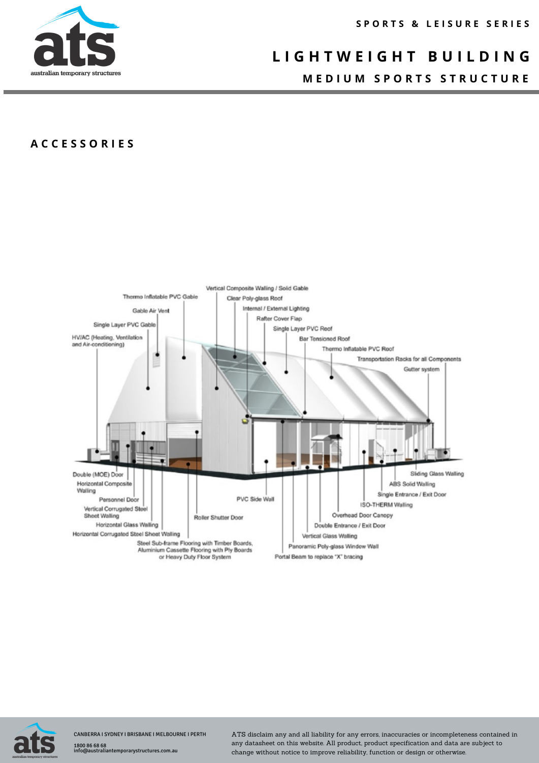# ACCESSORIES

Thermo Inflatable PVC Gable
Vertical Composite Walling / Solid Gable
Clear Poly-glass Roof
Gable Air Vent
Internal / External Lighting
Rafter Cover Flap
Single Layer PVC Gable
Single Layer PVC Roof
HV/AC (Heating, Ventilation and Air-conditioning)
Bar Tensioned Roof
Thermo Inflatable PVC Roof
Transportation Racks for all Components
Gutter system
Double (MOE) Door
Horizontal Composite Walling
Personnel Door
Vertical Corrugated Steel Sheet Walling
Horizontal Glass Walling
Horizontal Corrugated Steel Sheet Walling
Roller Shutter Door
PVC Side Wall
Steel Sub-frame Flooring with Timber Boards, Aluminium Cassette Flooring with Ply Boards or Heavy Duty Floor System
Sliding Glass Walling
ABS Solid Walling
Single Entrance / Exit Door
ISO-THERM Walling
Overhead Door Canopy
Double Entrance / Exit Door
Vertical Glass Walling
Panoramic Poly-glass Window Wall
Portal Beam to replace "X" bracing

CANBERRA I SYDNEY I BRISBANE I MELBOURNE I PERTH
1800 86 68 68
info@australiantemporarystructures.com.au

ATS disclaim any and all liability for any errors, inaccuracies or incompleteness contained in any datasheet on this website. All product, product specification and data are subject to change without notice to improve reliability, function or design or otherwise.